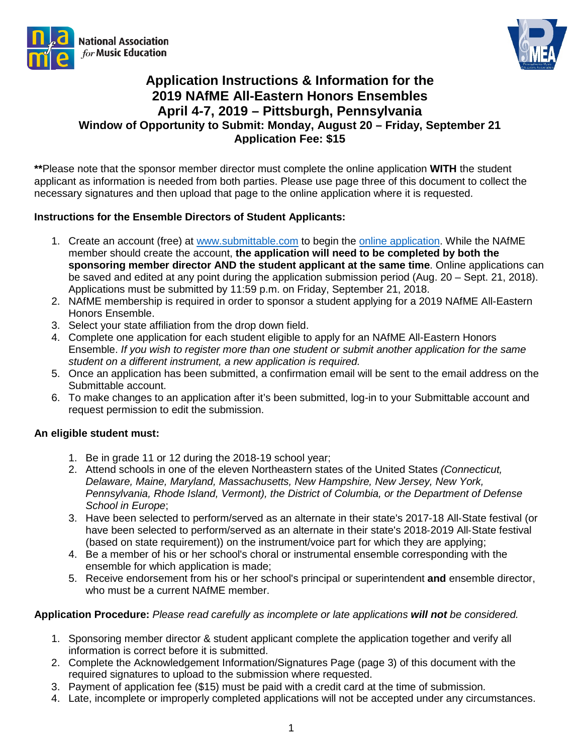National Association *for* Music Education

# Application Instructions & Information for the 2019 NAfME All-Eastern Honors Ensembles

## April 4-7, 2019 – Pittsburgh, Pennsylvania

### Window of Opportunity to Submit: Monday, August 20 – Friday, September 21

### Application Fee: $15

******Please note that the sponsor member director must complete the online application **WITH** the student applicant as information is needed from both parties. Please use page three of this document to collect the necessary signatures and then upload that page to the online application where it is requested.

**Instructions for the Ensemble Directors of Student Applicants:**

1. Create an account (free) at [www.submittable.com](http://www.submittable.com) to begin the online application. While the NAfME member should create the account, **the application will need to be completed by both the sponsoring member director AND the student applicant at the same time**. Online applications can be saved and edited at any point during the application submission period (Aug. 20 – Sept. 21, 2018). Applications must be submitted by 11:59 p.m. on Friday, September 21, 2018.
2. NAfME membership is required in order to sponsor a student applying for a 2019 NAfME All-Eastern Honors Ensemble.
3. Select your state affiliation from the drop down field.
4. Complete one application for each student eligible to apply for an NAfME All-Eastern Honors Ensemble. *If you wish to register more than one student or submit another application for the same student on a different instrument, a new application is required.*
5. Once an application has been submitted, a confirmation email will be sent to the email address on the Submittable account.
6. To make changes to an application after it's been submitted, log-in to your Submittable account and request permission to edit the submission.

**An eligible student must:**

1. Be in grade 11 or 12 during the 2018-19 school year;
2. Attend schools in one of the eleven Northeastern states of the United States *(Connecticut, Delaware, Maine, Maryland, Massachusetts, New Hampshire, New Jersey, New York, Pennsylvania, Rhode Island, Vermont), the District of Columbia, or the Department of Defense School in Europe*;
3. Have been selected to perform/served as an alternate in their state's 2017-18 All-State festival (or have been selected to perform/served as an alternate in their state's 2018-2019 All-State festival (based on state requirement)) on the instrument/voice part for which they are applying;
4. Be a member of his or her school's choral or instrumental ensemble corresponding with the ensemble for which application is made;
5. Receive endorsement from his or her school's principal or superintendent **and** ensemble director, who must be a current NAfME member.

**Application Procedure:** *Please read carefully as incomplete or late applications **will not** be considered.*

1. Sponsoring member director & student applicant complete the application together and verify all information is correct before it is submitted.
2. Complete the Acknowledgement Information/Signatures Page (page 3) of this document with the required signatures to upload to the submission where requested.
3. Payment of application fee ($15) must be paid with a credit card at the time of submission.
4. Late, incomplete or improperly completed applications will not be accepted under any circumstances.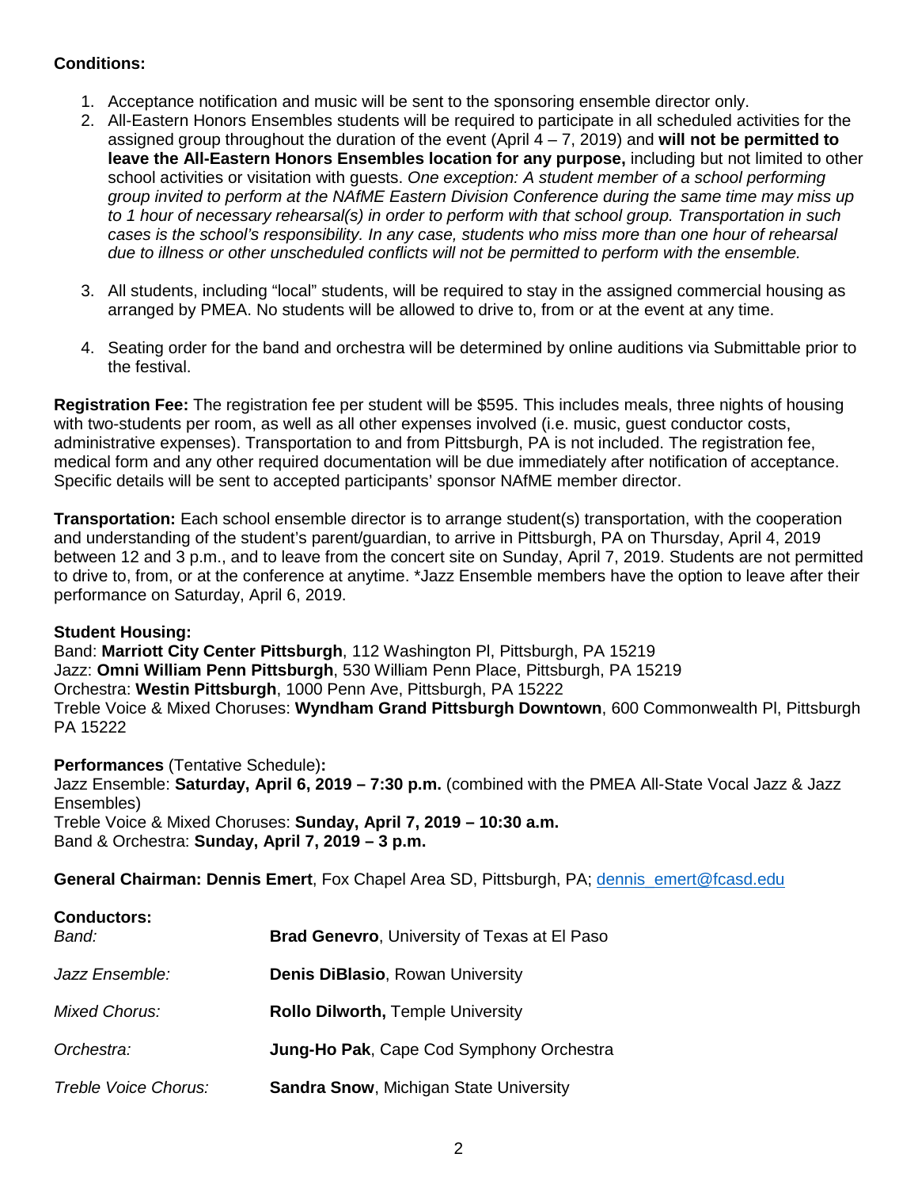**Conditions:**

1. Acceptance notification and music will be sent to the sponsoring ensemble director only.
2. All-Eastern Honors Ensembles students will be required to participate in all scheduled activities for the assigned group throughout the duration of the event (April 4 – 7, 2019) and **will not be permitted to leave the All-Eastern Honors Ensembles location for any purpose,** including but not limited to other school activities or visitation with guests. *One exception: A student member of a school performing group invited to perform at the NAfME Eastern Division Conference during the same time may miss up to 1 hour of necessary rehearsal(s) in order to perform with that school group. Transportation in such cases is the school's responsibility. In any case, students who miss more than one hour of rehearsal due to illness or other unscheduled conflicts will not be permitted to perform with the ensemble.*
3. All students, including "local" students, will be required to stay in the assigned commercial housing as arranged by PMEA. No students will be allowed to drive to, from or at the event at any time.
4. Seating order for the band and orchestra will be determined by online auditions via Submittable prior to the festival.

**Registration Fee:** The registration fee per student will be $595. This includes meals, three nights of housing with two-students per room, as well as all other expenses involved (i.e. music, guest conductor costs, administrative expenses). Transportation to and from Pittsburgh, PA is not included. The registration fee, medical form and any other required documentation will be due immediately after notification of acceptance. Specific details will be sent to accepted participants' sponsor NAfME member director.

**Transportation:** Each school ensemble director is to arrange student(s) transportation, with the cooperation and understanding of the student's parent/guardian, to arrive in Pittsburgh, PA on Thursday, April 4, 2019 between 12 and 3 p.m., and to leave from the concert site on Sunday, April 7, 2019. Students are not permitted to drive to, from, or at the conference at anytime. *Jazz Ensemble members have the option to leave after their performance on Saturday, April 6, 2019.

**Student Housing:**
Band: **Marriott City Center Pittsburgh**, 112 Washington Pl, Pittsburgh, PA 15219
Jazz: **Omni William Penn Pittsburgh**, 530 William Penn Place, Pittsburgh, PA 15219
Orchestra: **Westin Pittsburgh**, 1000 Penn Ave, Pittsburgh, PA 15222
Treble Voice & Mixed Choruses: **Wyndham Grand Pittsburgh Downtown**, 600 Commonwealth Pl, Pittsburgh PA 15222

**Performances** (Tentative Schedule)**:**
Jazz Ensemble: **Saturday, April 6, 2019 – 7:30 p.m.** (combined with the PMEA All-State Vocal Jazz & Jazz Ensembles)
Treble Voice & Mixed Choruses: **Sunday, April 7, 2019 – 10:30 a.m.**
Band & Orchestra: **Sunday, April 7, 2019 – 3 p.m.**

**General Chairman: Dennis Emert**, Fox Chapel Area SD, Pittsburgh, PA; dennis_emert@fcasd.edu

**Conductors:**

| | |
|---|---|
| *Band:* | **Brad Genevro**, University of Texas at El Paso |
| *Jazz Ensemble:* | **Denis DiBlasio**, Rowan University |
| *Mixed Chorus:* | **Rollo Dilworth,** Temple University |
| *Orchestra:* | **Jung-Ho Pak**, Cape Cod Symphony Orchestra |
| *Treble Voice Chorus:* | **Sandra Snow**, Michigan State University |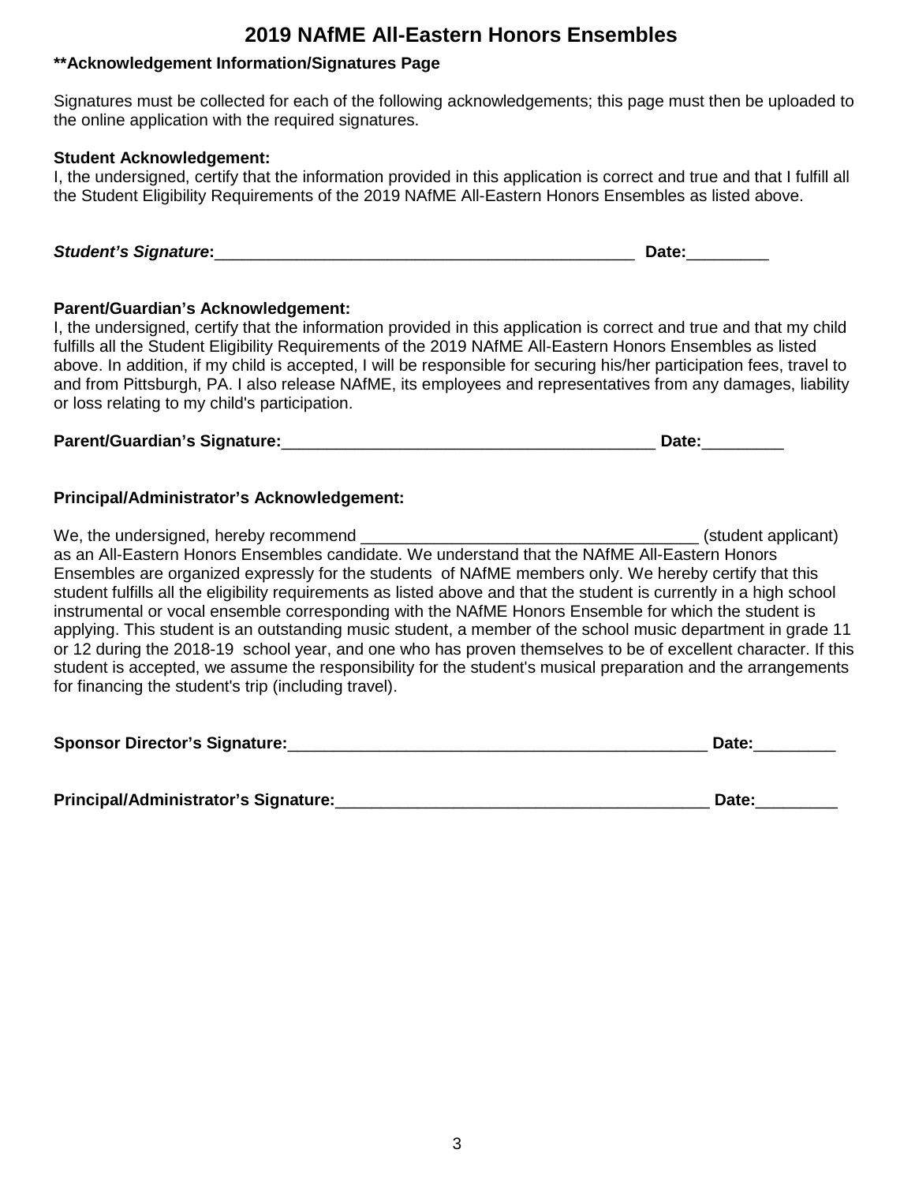# 2019 NAfME All-Eastern Honors Ensembles

**\*\*Acknowledgement Information/Signatures Page**

Signatures must be collected for each of the following acknowledgements; this page must then be uploaded to the online application with the required signatures.

**Student Acknowledgement:**
I, the undersigned, certify that the information provided in this application is correct and true and that I fulfill all the Student Eligibility Requirements of the 2019 NAfME All-Eastern Honors Ensembles as listed above.

***Student's Signature*:**_______________________________________________ **Date:**_________

**Parent/Guardian's Acknowledgement:**
I, the undersigned, certify that the information provided in this application is correct and true and that my child fulfills all the Student Eligibility Requirements of the 2019 NAfME All-Eastern Honors Ensembles as listed above. In addition, if my child is accepted, I will be responsible for securing his/her participation fees, travel to and from Pittsburgh, PA. I also release NAfME, its employees and representatives from any damages, liability or loss relating to my child's participation.

**Parent/Guardian's Signature:**__________________________________________ **Date:**_________

**Principal/Administrator's Acknowledgement:**

We, the undersigned, hereby recommend ______________________________________ (student applicant) as an All-Eastern Honors Ensembles candidate. We understand that the NAfME All-Eastern Honors Ensembles are organized expressly for the students of NAfME members only. We hereby certify that this student fulfills all the eligibility requirements as listed above and that the student is currently in a high school instrumental or vocal ensemble corresponding with the NAfME Honors Ensemble for which the student is applying. This student is an outstanding music student, a member of the school music department in grade 11 or 12 during the 2018-19 school year, and one who has proven themselves to be of excellent character. If this student is accepted, we assume the responsibility for the student's musical preparation and the arrangements for financing the student's trip (including travel).

**Sponsor Director's Signature:**_______________________________________________ **Date:**_________

**Principal/Administrator's Signature:**__________________________________________ **Date:**_________